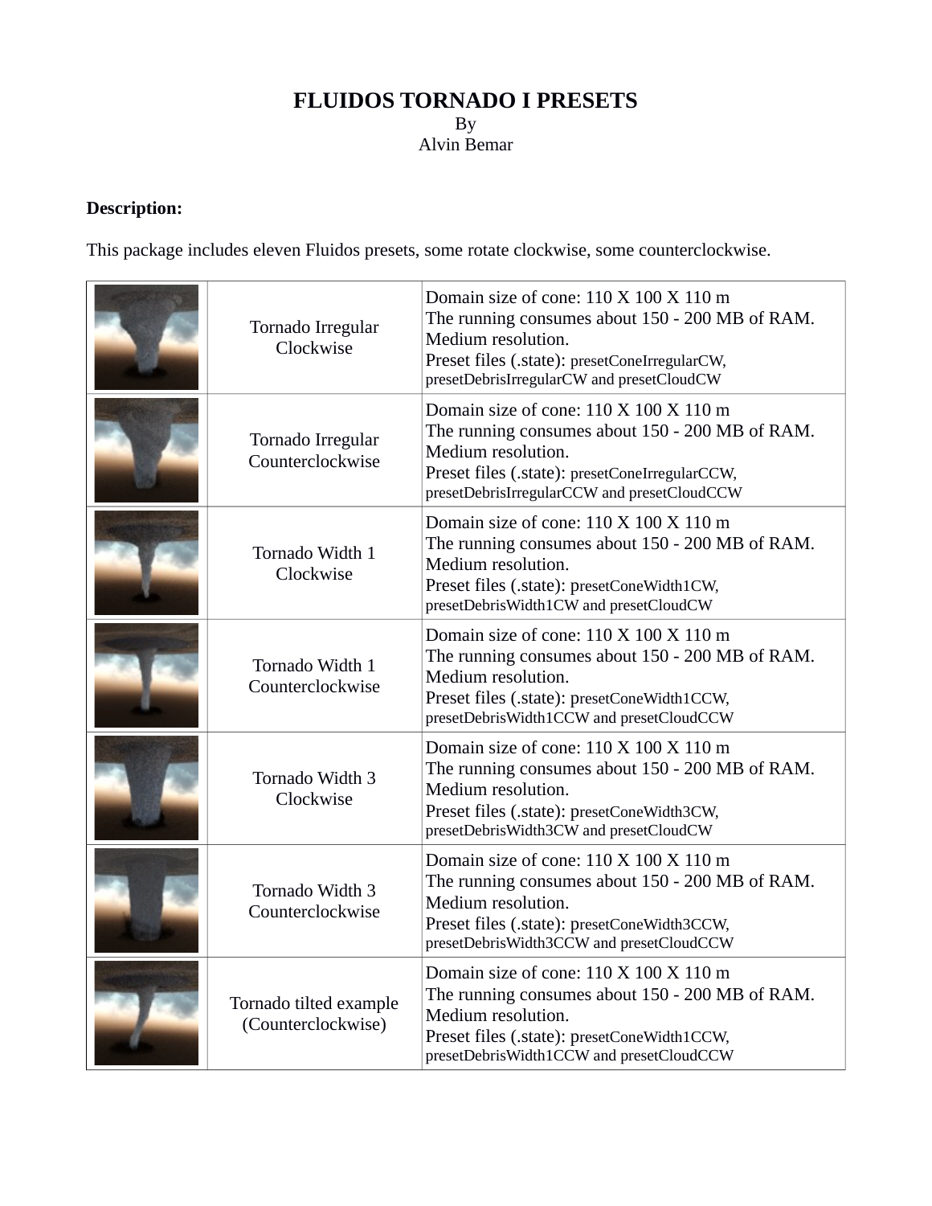# FLUIDOS TORNADO I PRESETS

By
Alvin Bemar

**Description:**

This package includes eleven Fluidos presets, some rotate clockwise, some counterclockwise.

| | | |
|---|---|---|
| | Tornado Irregular Clockwise | Domain size of cone: 110 X 100 X 110 m<br>The running consumes about 150 - 200 MB of RAM.<br>Medium resolution.<br>Preset files (.state): presetConeIrregularCW, presetDebrisIrregularCW and presetCloudCW |
| | Tornado Irregular Counterclockwise | Domain size of cone: 110 X 100 X 110 m<br>The running consumes about 150 - 200 MB of RAM.<br>Medium resolution.<br>Preset files (.state): presetConeIrregularCCW, presetDebrisIrregularCCW and presetCloudCCW |
| | Tornado Width 1 Clockwise | Domain size of cone: 110 X 100 X 110 m<br>The running consumes about 150 - 200 MB of RAM.<br>Medium resolution.<br>Preset files (.state): presetConeWidth1CW, presetDebrisWidth1CW and presetCloudCW |
| | Tornado Width 1 Counterclockwise | Domain size of cone: 110 X 100 X 110 m<br>The running consumes about 150 - 200 MB of RAM.<br>Medium resolution.<br>Preset files (.state): presetConeWidth1CCW, presetDebrisWidth1CCW and presetCloudCCW |
| | Tornado Width 3 Clockwise | Domain size of cone: 110 X 100 X 110 m<br>The running consumes about 150 - 200 MB of RAM.<br>Medium resolution.<br>Preset files (.state): presetConeWidth3CW, presetDebrisWidth3CW and presetCloudCW |
| | Tornado Width 3 Counterclockwise | Domain size of cone: 110 X 100 X 110 m<br>The running consumes about 150 - 200 MB of RAM.<br>Medium resolution.<br>Preset files (.state): presetConeWidth3CCW, presetDebrisWidth3CCW and presetCloudCCW |
| | Tornado tilted example (Counterclockwise) | Domain size of cone: 110 X 100 X 110 m<br>The running consumes about 150 - 200 MB of RAM.<br>Medium resolution.<br>Preset files (.state): presetConeWidth1CCW, presetDebrisWidth1CCW and presetCloudCCW |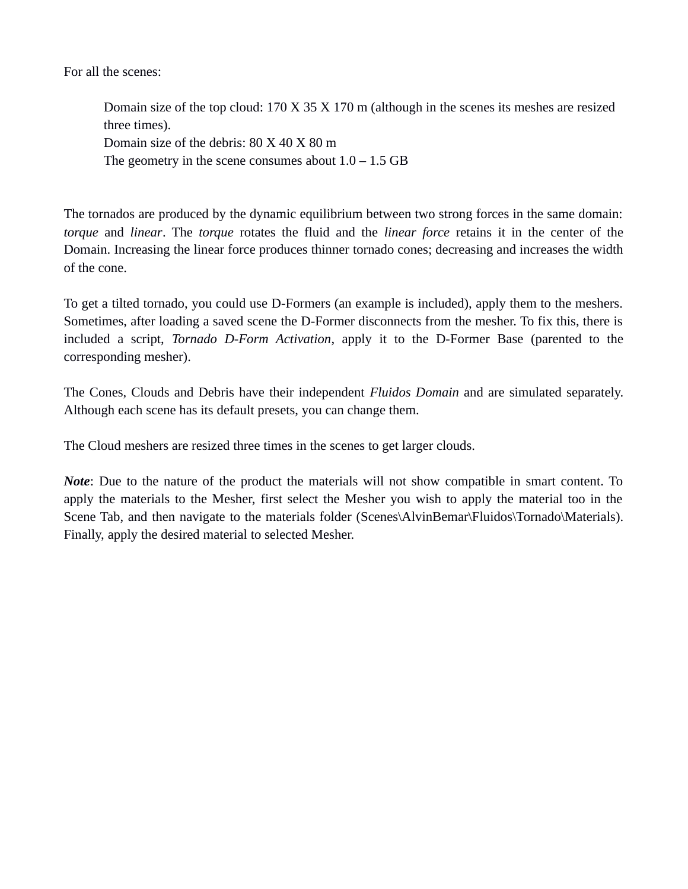For all the scenes:

> Domain size of the top cloud: 170 X 35 X 170 m (although in the scenes its meshes are resized three times).
> Domain size of the debris: 80 X 40 X 80 m
> The geometry in the scene consumes about 1.0 – 1.5 GB

The tornados are produced by the dynamic equilibrium between two strong forces in the same domain: *torque* and *linear*. The *torque* rotates the fluid and the *linear force* retains it in the center of the Domain. Increasing the linear force produces thinner tornado cones; decreasing and increases the width of the cone.

To get a tilted tornado, you could use D-Formers (an example is included), apply them to the meshers. Sometimes, after loading a saved scene the D-Former disconnects from the mesher. To fix this, there is included a script, *Tornado D-Form Activation*, apply it to the D-Former Base (parented to the corresponding mesher).

The Cones, Clouds and Debris have their independent *Fluidos Domain* and are simulated separately. Although each scene has its default presets, you can change them.

The Cloud meshers are resized three times in the scenes to get larger clouds.

***Note***: Due to the nature of the product the materials will not show compatible in smart content. To apply the materials to the Mesher, first select the Mesher you wish to apply the material too in the Scene Tab, and then navigate to the materials folder (Scenes\AlvinBemar\Fluidos\Tornado\Materials). Finally, apply the desired material to selected Mesher.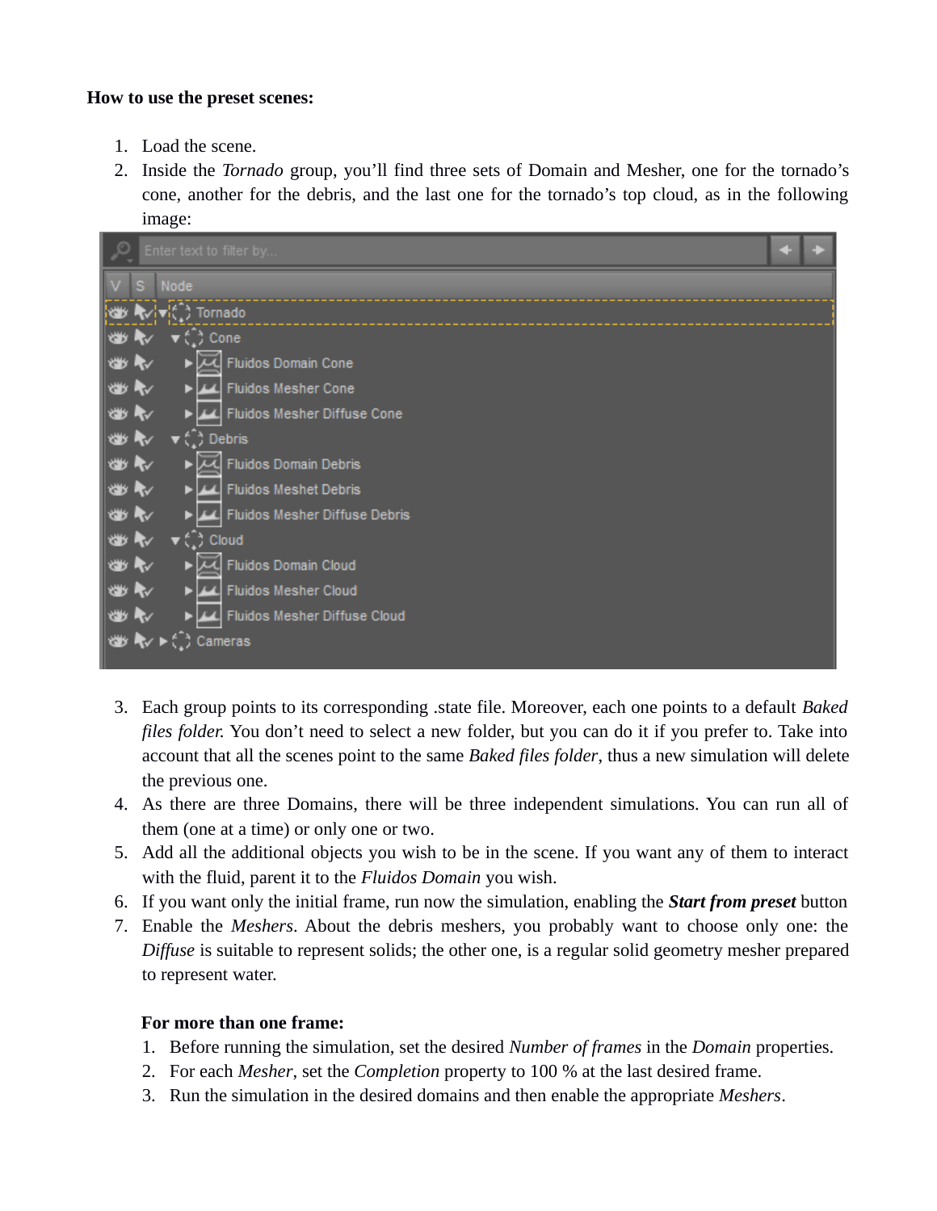**How to use the preset scenes:**

1. Load the scene.
2. Inside the *Tornado* group, you'll find three sets of Domain and Mesher, one for the tornado's cone, another for the debris, and the last one for the tornado's top cloud, as in the following image:
3. Each group points to its corresponding .state file. Moreover, each one points to a default *Baked files folder.* You don't need to select a new folder, but you can do it if you prefer to. Take into account that all the scenes point to the same *Baked files folder*, thus a new simulation will delete the previous one.
4. As there are three Domains, there will be three independent simulations. You can run all of them (one at a time) or only one or two.
5. Add all the additional objects you wish to be in the scene. If you want any of them to interact with the fluid, parent it to the *Fluidos Domain* you wish.
6. If you want only the initial frame, run now the simulation, enabling the ***Start from preset*** button
7. Enable the *Meshers*. About the debris meshers, you probably want to choose only one: the *Diffuse* is suitable to represent solids; the other one, is a regular solid geometry mesher prepared to represent water.

**For more than one frame:**

1. Before running the simulation, set the desired *Number of frames* in the *Domain* properties.
2. For each *Mesher*, set the *Completion* property to 100 % at the last desired frame.
3. Run the simulation in the desired domains and then enable the appropriate *Meshers*.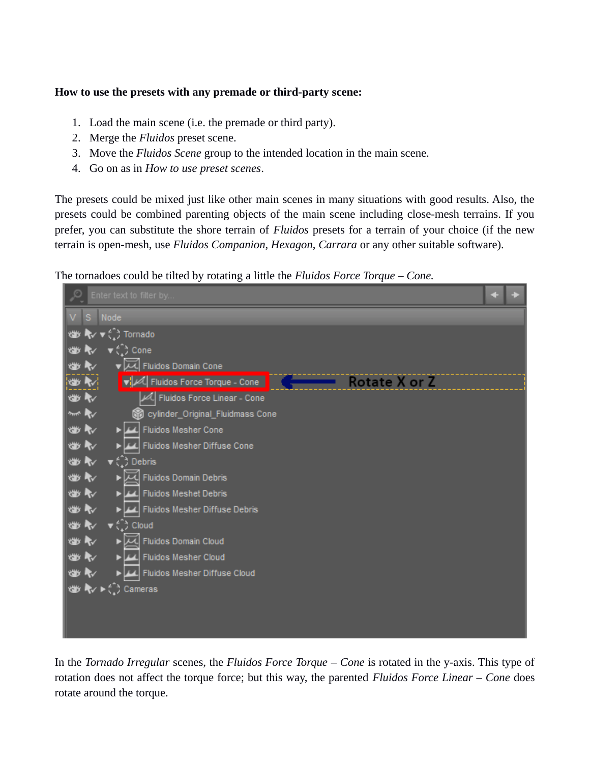**How to use the presets with any premade or third-party scene:**

1. Load the main scene (i.e. the premade or third party).
2. Merge the *Fluidos* preset scene.
3. Move the *Fluidos Scene* group to the intended location in the main scene.
4. Go on as in *How to use preset scenes*.

The presets could be mixed just like other main scenes in many situations with good results. Also, the presets could be combined parenting objects of the main scene including close-mesh terrains. If you prefer, you can substitute the shore terrain of *Fluidos* presets for a terrain of your choice (if the new terrain is open-mesh, use *Fluidos Companion*, *Hexagon*, *Carrara* or any other suitable software).

The tornadoes could be tilted by rotating a little the *Fluidos Force Torque – Cone*.

In the *Tornado Irregular* scenes, the *Fluidos Force Torque – Cone* is rotated in the y-axis. This type of rotation does not affect the torque force; but this way, the parented *Fluidos Force Linear – Cone* does rotate around the torque.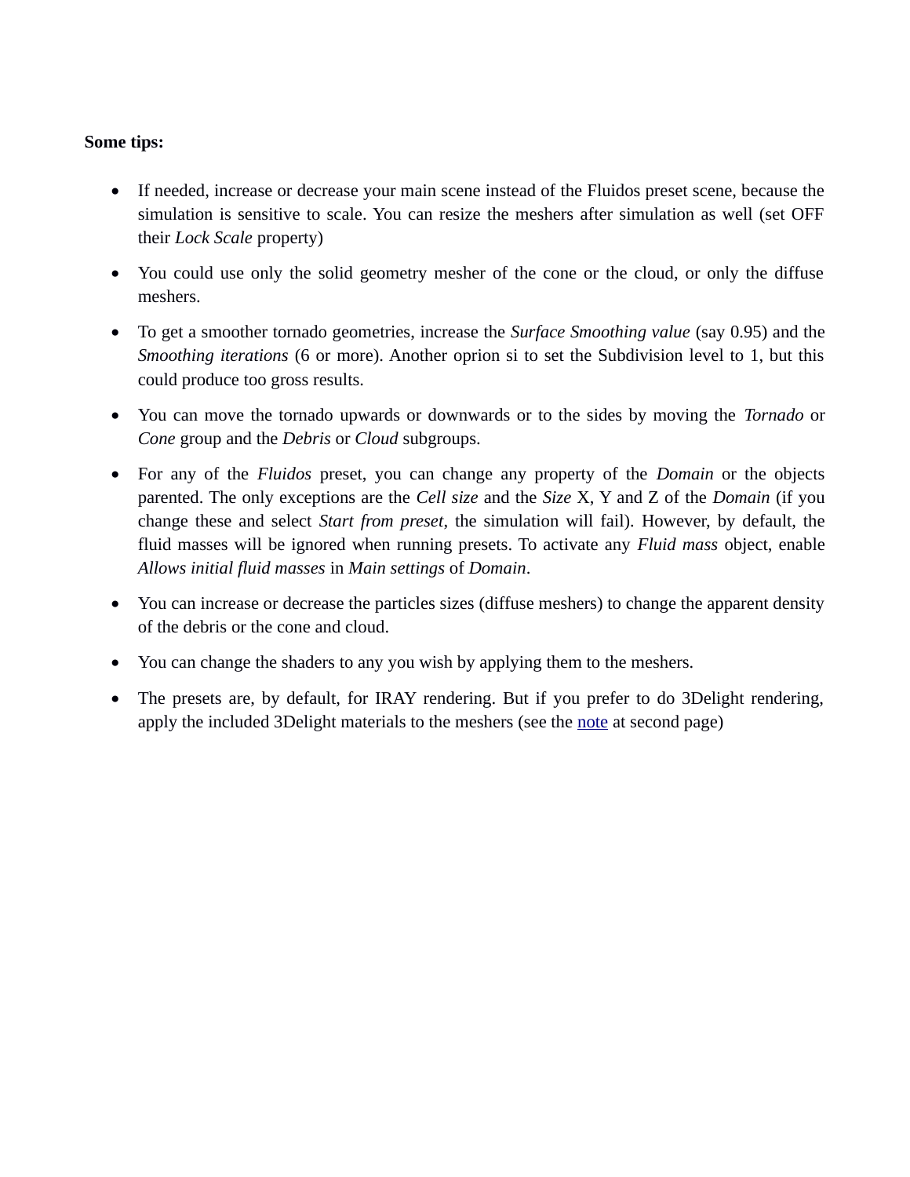**Some tips:**

- If needed, increase or decrease your main scene instead of the Fluidos preset scene, because the simulation is sensitive to scale. You can resize the meshers after simulation as well (set OFF their *Lock Scale* property)
- You could use only the solid geometry mesher of the cone or the cloud, or only the diffuse meshers.
- To get a smoother tornado geometries, increase the *Surface Smoothing value* (say 0.95) and the *Smoothing iterations* (6 or more). Another oprion si to set the Subdivision level to 1, but this could produce too gross results.
- You can move the tornado upwards or downwards or to the sides by moving the *Tornado* or *Cone* group and the *Debris* or *Cloud* subgroups.
- For any of the *Fluidos* preset, you can change any property of the *Domain* or the objects parented. The only exceptions are the *Cell size* and the *Size* X, Y and Z of the *Domain* (if you change these and select *Start from preset*, the simulation will fail). However, by default, the fluid masses will be ignored when running presets. To activate any *Fluid mass* object, enable *Allows initial fluid masses* in *Main settings* of *Domain*.
- You can increase or decrease the particles sizes (diffuse meshers) to change the apparent density of the debris or the cone and cloud.
- You can change the shaders to any you wish by applying them to the meshers.
- The presets are, by default, for IRAY rendering. But if you prefer to do 3Delight rendering, apply the included 3Delight materials to the meshers (see the note at second page)